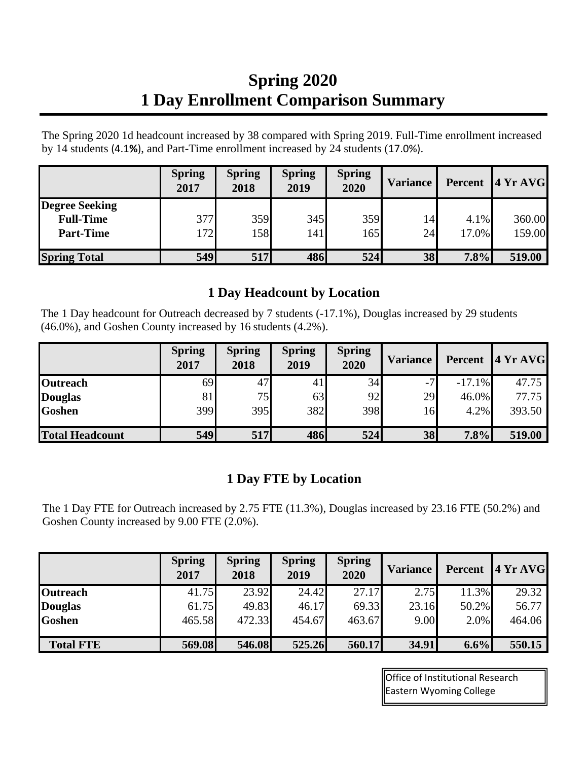# Spring 2020
# 1 Day Enrollment Comparison Summary

The Spring 2020 1d headcount increased by 38 compared with Spring 2019. Full-Time enrollment increased by 14 students (4.1%), and Part-Time enrollment increased by 24 students (17.0%).

| | Spring 2017 | Spring 2018 | Spring 2019 | Spring 2020 | Variance | Percent | 4 Yr AVG |
|---|---|---|---|---|---|---|---|
| **Degree Seeking** | | | | | | | |
| **Full-Time** | 377 | 359 | 345 | 359 | 14 | 4.1% | 360.00 |
| **Part-Time** | 172 | 158 | 141 | 165 | 24 | 17.0% | 159.00 |
| **Spring Total** | **549** | **517** | **486** | **524** | **38** | **7.8%** | **519.00** |

## 1 Day Headcount by Location

The 1 Day headcount for Outreach decreased by 7 students (-17.1%), Douglas increased by 29 students (46.0%), and Goshen County increased by 16 students (4.2%).

| | Spring 2017 | Spring 2018 | Spring 2019 | Spring 2020 | Variance | Percent | 4 Yr AVG |
|---|---|---|---|---|---|---|---|
| **Outreach** | 69 | 47 | 41 | 34 | -7 | -17.1% | 47.75 |
| **Douglas** | 81 | 75 | 63 | 92 | 29 | 46.0% | 77.75 |
| **Goshen** | 399 | 395 | 382 | 398 | 16 | 4.2% | 393.50 |
| **Total Headcount** | **549** | **517** | **486** | **524** | **38** | **7.8%** | **519.00** |

## 1 Day FTE by Location

The 1 Day FTE for Outreach increased by 2.75 FTE (11.3%), Douglas increased by 23.16 FTE (50.2%) and Goshen County increased by 9.00 FTE (2.0%).

| | Spring 2017 | Spring 2018 | Spring 2019 | Spring 2020 | Variance | Percent | 4 Yr AVG |
|---|---|---|---|---|---|---|---|
| **Outreach** | 41.75 | 23.92 | 24.42 | 27.17 | 2.75 | 11.3% | 29.32 |
| **Douglas** | 61.75 | 49.83 | 46.17 | 69.33 | 23.16 | 50.2% | 56.77 |
| **Goshen** | 465.58 | 472.33 | 454.67 | 463.67 | 9.00 | 2.0% | 464.06 |
| **Total FTE** | **569.08** | **546.08** | **525.26** | **560.17** | **34.91** | **6.6%** | **550.15** |

Office of Institutional Research
Eastern Wyoming College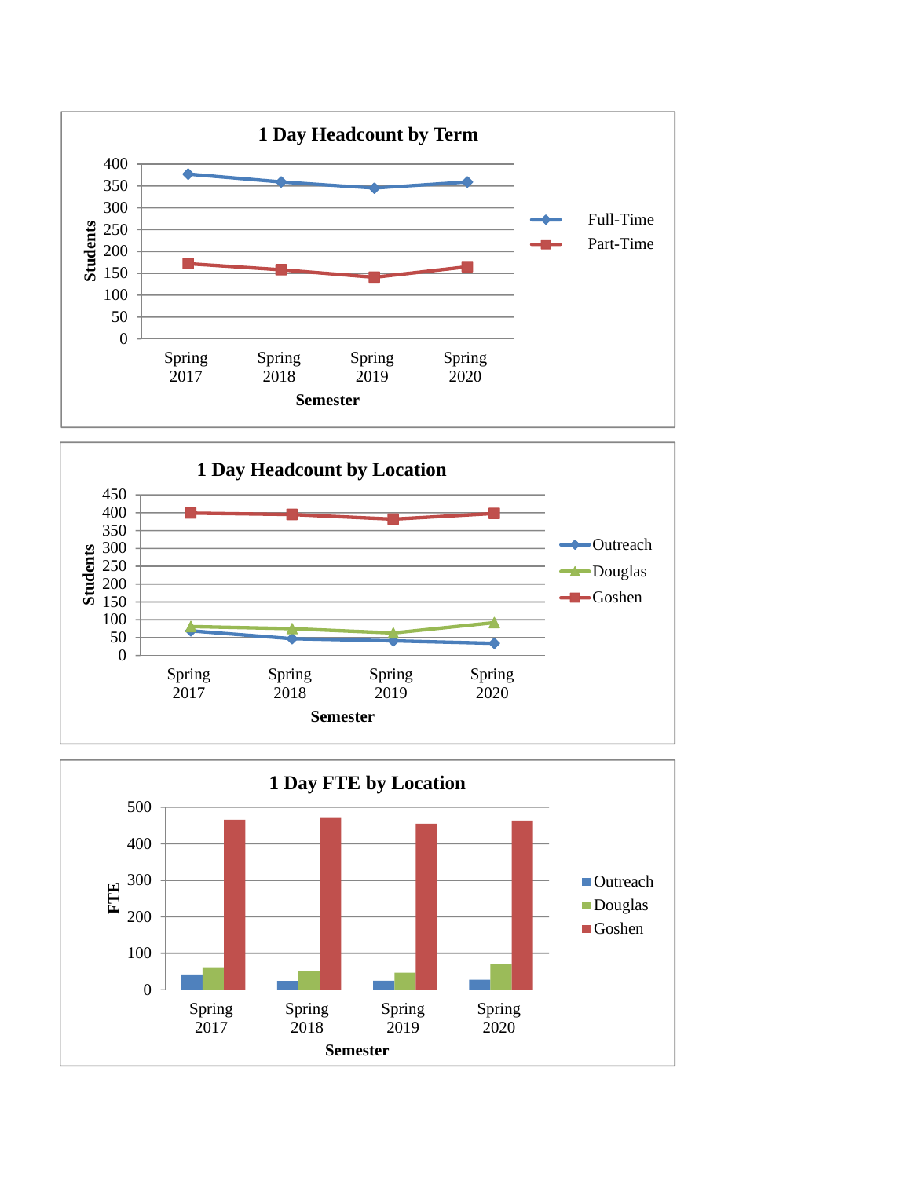**1 Day Headcount by Term**

Students

400
350
300
250
200
150
100
50
0

Spring 2017
Spring 2018
Spring 2019
Spring 2020

Semester

Full-Time
Part-Time

**1 Day Headcount by Location**

Students

450
400
350
300
250
200
150
100
50
0

Spring 2017
Spring 2018
Spring 2019
Spring 2020

Semester

Outreach
Douglas
Goshen

**1 Day FTE by Location**

FTE

500
400
300
200
100
0

Spring 2017
Spring 2018
Spring 2019
Spring 2020

Semester

Outreach
Douglas
Goshen